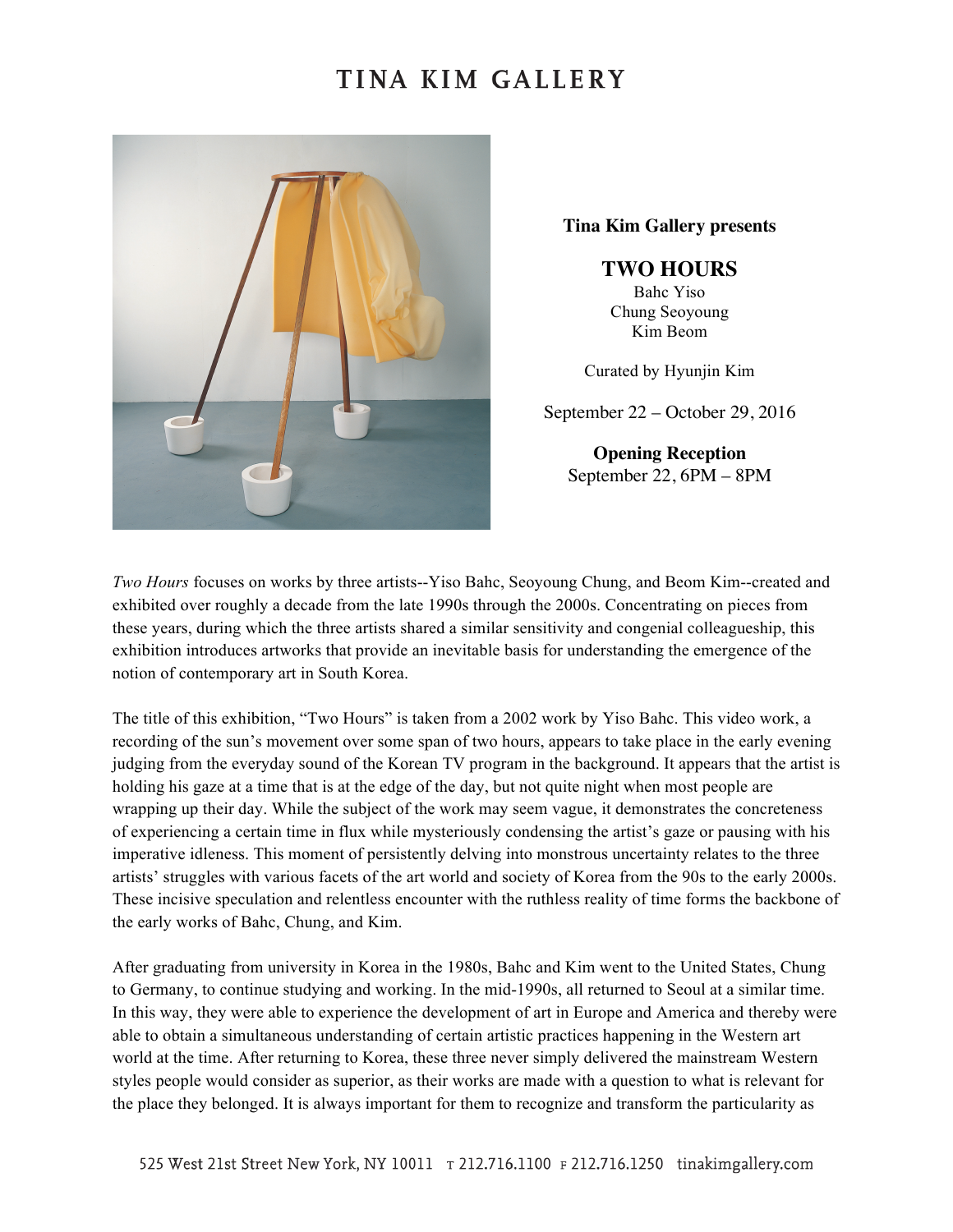# TINA KIM GALLERY

**Tina Kim Gallery presents**

## TWO HOURS

Bahc Yiso
Chung Seoyoung
Kim Beom

Curated by Hyunjin Kim

September 22 – October 29, 2016

**Opening Reception**
September 22, 6PM – 8PM

*Two Hours* focuses on works by three artists--Yiso Bahc, Seoyoung Chung, and Beom Kim--created and exhibited over roughly a decade from the late 1990s through the 2000s. Concentrating on pieces from these years, during which the three artists shared a similar sensitivity and congenial colleagueship, this exhibition introduces artworks that provide an inevitable basis for understanding the emergence of the notion of contemporary art in South Korea.

The title of this exhibition, "Two Hours" is taken from a 2002 work by Yiso Bahc. This video work, a recording of the sun's movement over some span of two hours, appears to take place in the early evening judging from the everyday sound of the Korean TV program in the background. It appears that the artist is holding his gaze at a time that is at the edge of the day, but not quite night when most people are wrapping up their day. While the subject of the work may seem vague, it demonstrates the concreteness of experiencing a certain time in flux while mysteriously condensing the artist's gaze or pausing with his imperative idleness. This moment of persistently delving into monstrous uncertainty relates to the three artists' struggles with various facets of the art world and society of Korea from the 90s to the early 2000s. These incisive speculation and relentless encounter with the ruthless reality of time forms the backbone of the early works of Bahc, Chung, and Kim.

After graduating from university in Korea in the 1980s, Bahc and Kim went to the United States, Chung to Germany, to continue studying and working. In the mid-1990s, all returned to Seoul at a similar time. In this way, they were able to experience the development of art in Europe and America and thereby were able to obtain a simultaneous understanding of certain artistic practices happening in the Western art world at the time. After returning to Korea, these three never simply delivered the mainstream Western styles people would consider as superior, as their works are made with a question to what is relevant for the place they belonged. It is always important for them to recognize and transform the particularity as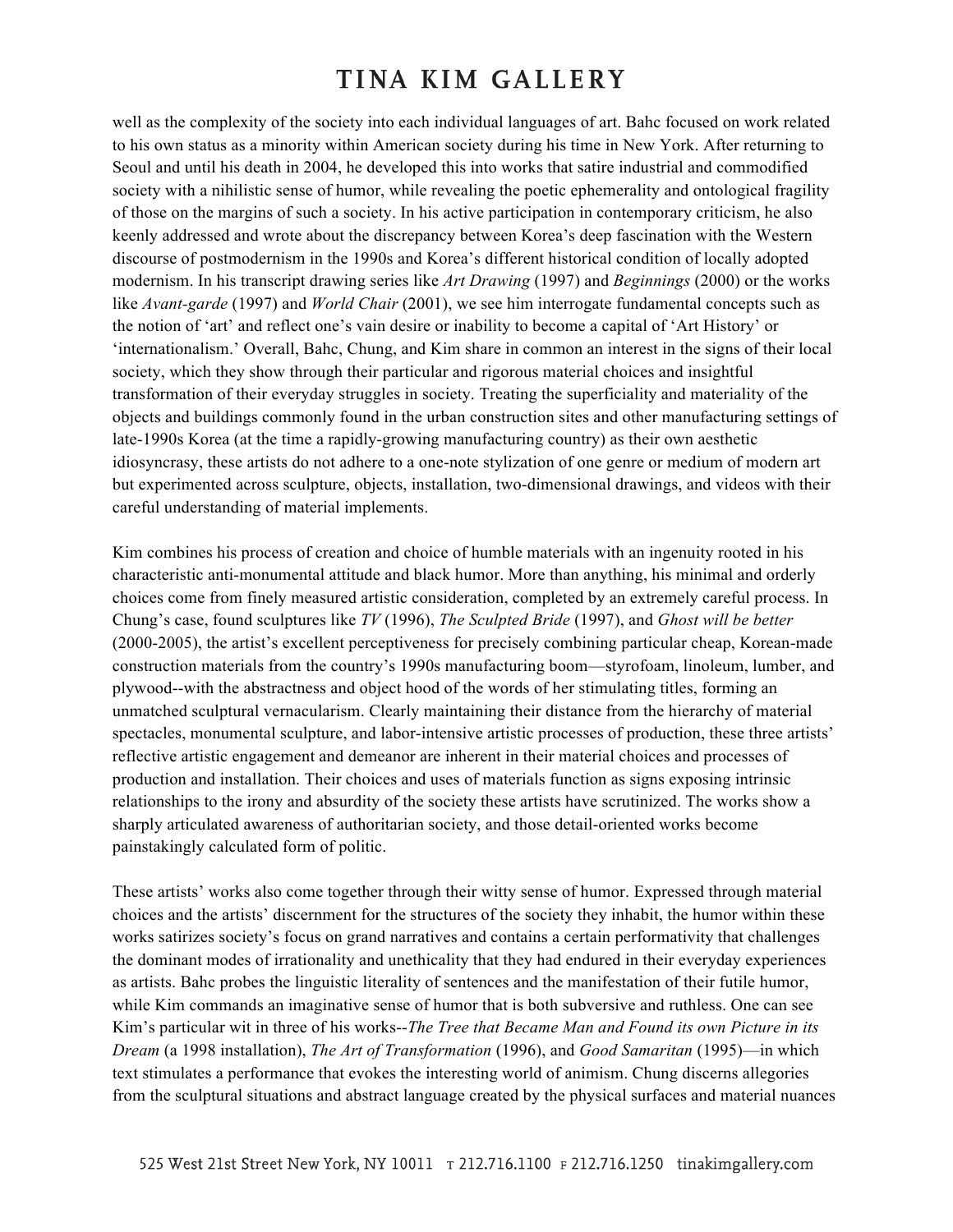well as the complexity of the society into each individual languages of art. Bahc focused on work related to his own status as a minority within American society during his time in New York. After returning to Seoul and until his death in 2004, he developed this into works that satire industrial and commodified society with a nihilistic sense of humor, while revealing the poetic ephemerality and ontological fragility of those on the margins of such a society. In his active participation in contemporary criticism, he also keenly addressed and wrote about the discrepancy between Korea's deep fascination with the Western discourse of postmodernism in the 1990s and Korea's different historical condition of locally adopted modernism. In his transcript drawing series like *Art Drawing* (1997) and *Beginnings* (2000) or the works like *Avant-garde* (1997) and *World Chair* (2001), we see him interrogate fundamental concepts such as the notion of 'art' and reflect one's vain desire or inability to become a capital of 'Art History' or 'internationalism.' Overall, Bahc, Chung, and Kim share in common an interest in the signs of their local society, which they show through their particular and rigorous material choices and insightful transformation of their everyday struggles in society. Treating the superficiality and materiality of the objects and buildings commonly found in the urban construction sites and other manufacturing settings of late-1990s Korea (at the time a rapidly-growing manufacturing country) as their own aesthetic idiosyncrasy, these artists do not adhere to a one-note stylization of one genre or medium of modern art but experimented across sculpture, objects, installation, two-dimensional drawings, and videos with their careful understanding of material implements.

Kim combines his process of creation and choice of humble materials with an ingenuity rooted in his characteristic anti-monumental attitude and black humor. More than anything, his minimal and orderly choices come from finely measured artistic consideration, completed by an extremely careful process. In Chung's case, found sculptures like *TV* (1996), *The Sculpted Bride* (1997), and *Ghost will be better* (2000-2005), the artist's excellent perceptiveness for precisely combining particular cheap, Korean-made construction materials from the country's 1990s manufacturing boom—styrofoam, linoleum, lumber, and plywood--with the abstractness and object hood of the words of her stimulating titles, forming an unmatched sculptural vernacularism. Clearly maintaining their distance from the hierarchy of material spectacles, monumental sculpture, and labor-intensive artistic processes of production, these three artists' reflective artistic engagement and demeanor are inherent in their material choices and processes of production and installation. Their choices and uses of materials function as signs exposing intrinsic relationships to the irony and absurdity of the society these artists have scrutinized. The works show a sharply articulated awareness of authoritarian society, and those detail-oriented works become painstakingly calculated form of politic.

These artists' works also come together through their witty sense of humor. Expressed through material choices and the artists' discernment for the structures of the society they inhabit, the humor within these works satirizes society's focus on grand narratives and contains a certain performativity that challenges the dominant modes of irrationality and unethicality that they had endured in their everyday experiences as artists. Bahc probes the linguistic literality of sentences and the manifestation of their futile humor, while Kim commands an imaginative sense of humor that is both subversive and ruthless. One can see Kim's particular wit in three of his works--*The Tree that Became Man and Found its own Picture in its Dream* (a 1998 installation), *The Art of Transformation* (1996), and *Good Samaritan* (1995)—in which text stimulates a performance that evokes the interesting world of animism. Chung discerns allegories from the sculptural situations and abstract language created by the physical surfaces and material nuances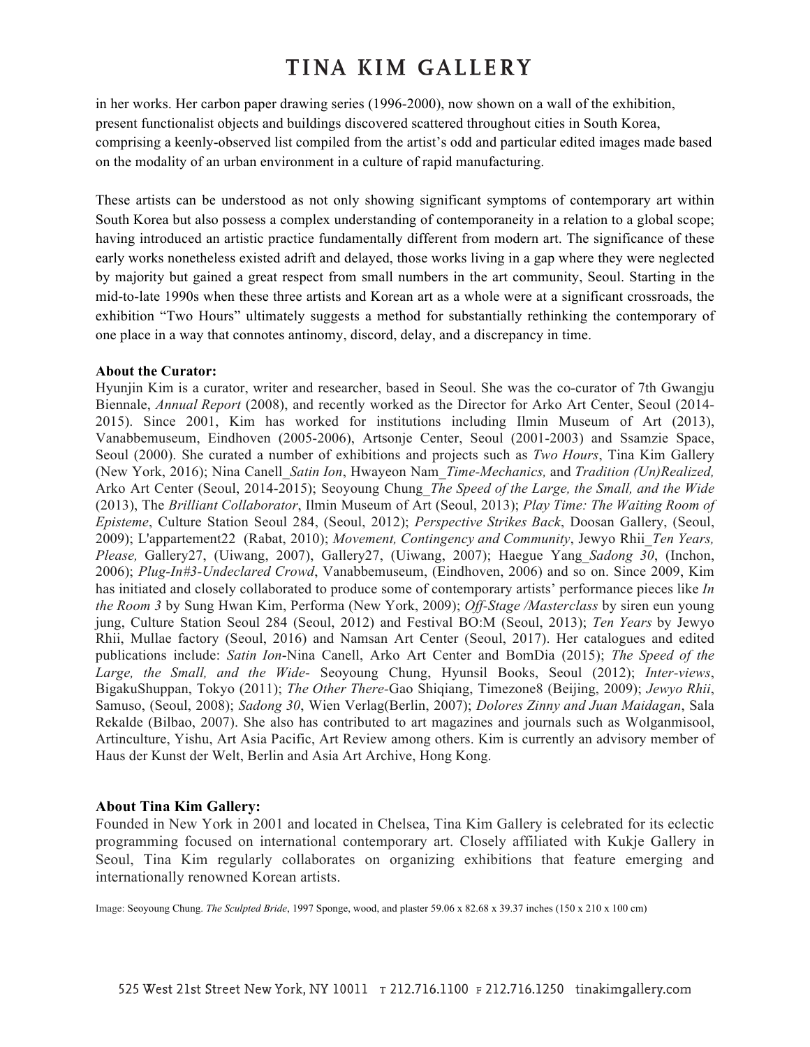in her works. Her carbon paper drawing series (1996-2000), now shown on a wall of the exhibition, present functionalist objects and buildings discovered scattered throughout cities in South Korea, comprising a keenly-observed list compiled from the artist's odd and particular edited images made based on the modality of an urban environment in a culture of rapid manufacturing.

These artists can be understood as not only showing significant symptoms of contemporary art within South Korea but also possess a complex understanding of contemporaneity in a relation to a global scope; having introduced an artistic practice fundamentally different from modern art. The significance of these early works nonetheless existed adrift and delayed, those works living in a gap where they were neglected by majority but gained a great respect from small numbers in the art community, Seoul. Starting in the mid-to-late 1990s when these three artists and Korean art as a whole were at a significant crossroads, the exhibition "Two Hours" ultimately suggests a method for substantially rethinking the contemporary of one place in a way that connotes antinomy, discord, delay, and a discrepancy in time.

**About the Curator:**
Hyunjin Kim is a curator, writer and researcher, based in Seoul. She was the co-curator of 7th Gwangju Biennale, *Annual Report* (2008), and recently worked as the Director for Arko Art Center, Seoul (2014-2015). Since 2001, Kim has worked for institutions including Ilmin Museum of Art (2013), Vanabbemuseum, Eindhoven (2005-2006), Artsonje Center, Seoul (2001-2003) and Ssamzie Space, Seoul (2000). She curated a number of exhibitions and projects such as *Two Hours*, Tina Kim Gallery (New York, 2016); Nina Canell_*Satin Ion*, Hwayeon Nam_*Time-Mechanics,* and *Tradition (Un)Realized,* Arko Art Center (Seoul, 2014-2015); Seoyoung Chung_*The Speed of the Large, the Small, and the Wide* (2013), The *Brilliant Collaborator*, Ilmin Museum of Art (Seoul, 2013); *Play Time: The Waiting Room of Episteme*, Culture Station Seoul 284, (Seoul, 2012); *Perspective Strikes Back*, Doosan Gallery, (Seoul, 2009); L'appartement22 (Rabat, 2010); *Movement, Contingency and Community*, Jewyo Rhii_*Ten Years, Please,* Gallery27, (Uiwang, 2007), Gallery27, (Uiwang, 2007); Haegue Yang_*Sadong 30*, (Inchon, 2006); *Plug-In#3-Undeclared Crowd*, Vanabbemuseum, (Eindhoven, 2006) and so on. Since 2009, Kim has initiated and closely collaborated to produce some of contemporary artists' performance pieces like *In the Room 3* by Sung Hwan Kim, Performa (New York, 2009); *Off-Stage /Masterclass* by siren eun young jung, Culture Station Seoul 284 (Seoul, 2012) and Festival BO:M (Seoul, 2013); *Ten Years* by Jewyo Rhii, Mullae factory (Seoul, 2016) and Namsan Art Center (Seoul, 2017). Her catalogues and edited publications include: *Satin Ion*-Nina Canell, Arko Art Center and BomDia (2015); *The Speed of the Large, the Small, and the Wide*- Seoyoung Chung, Hyunsil Books, Seoul (2012); *Inter-views*, BigakuShuppan, Tokyo (2011); *The Other There*-Gao Shiqiang, Timezone8 (Beijing, 2009); *Jewyo Rhii*, Samuso, (Seoul, 2008); *Sadong 30*, Wien Verlag(Berlin, 2007); *Dolores Zinny and Juan Maidagan*, Sala Rekalde (Bilbao, 2007). She also has contributed to art magazines and journals such as Wolganmisool, Artinculture, Yishu, Art Asia Pacific, Art Review among others. Kim is currently an advisory member of Haus der Kunst der Welt, Berlin and Asia Art Archive, Hong Kong.

**About Tina Kim Gallery:**
Founded in New York in 2001 and located in Chelsea, Tina Kim Gallery is celebrated for its eclectic programming focused on international contemporary art. Closely affiliated with Kukje Gallery in Seoul, Tina Kim regularly collaborates on organizing exhibitions that feature emerging and internationally renowned Korean artists.

Image: Seoyoung Chung. *The Sculpted Bride*, 1997 Sponge, wood, and plaster 59.06 x 82.68 x 39.37 inches (150 x 210 x 100 cm)